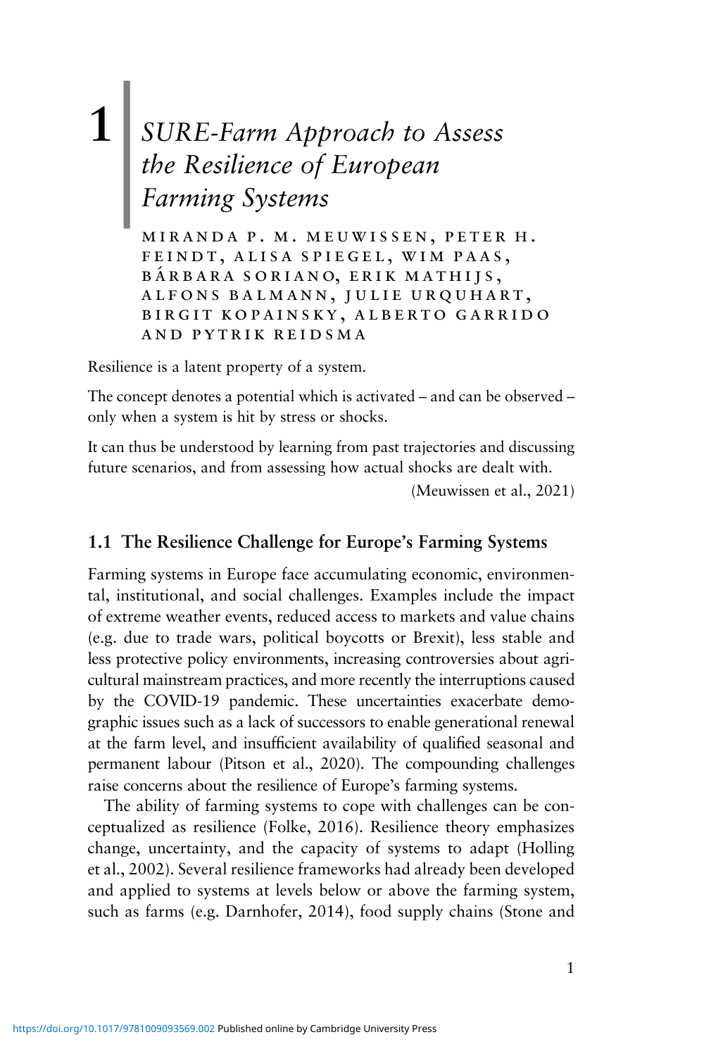# 1 SURE-Farm Approach to Assess the Resilience of European Farming Systems

MIRANDA P. M. MEUWISSEN, PETER H. FEINDT, ALISA SPIEGEL, WIM PAAS, BÁRBARA SORIANO, ERIK MATHIJS, ALFONS BALMANN, JULIE URQUHART, BIRGIT KOPAINSKY, ALBERTO GARRIDO AND PYTRIK REIDSMA

Resilience is a latent property of a system.

The concept denotes a potential which is activated – and can be observed – only when a system is hit by stress or shocks.

It can thus be understood by learning from past trajectories and discussing future scenarios, and from assessing how actual shocks are dealt with.

(Meuwissen et al., 2021)

## 1.1 The Resilience Challenge for Europe's Farming Systems

Farming systems in Europe face accumulating economic, environmental, institutional, and social challenges. Examples include the impact of extreme weather events, reduced access to markets and value chains (e.g. due to trade wars, political boycotts or Brexit), less stable and less protective policy environments, increasing controversies about agricultural mainstream practices, and more recently the interruptions caused by the COVID-19 pandemic. These uncertainties exacerbate demographic issues such as a lack of successors to enable generational renewal at the farm level, and insufficient availability of qualified seasonal and permanent labour (Pitson et al., 2020). The compounding challenges raise concerns about the resilience of Europe's farming systems.

The ability of farming systems to cope with challenges can be conceptualized as resilience (Folke, 2016). Resilience theory emphasizes change, uncertainty, and the capacity of systems to adapt (Holling et al., 2002). Several resilience frameworks had already been developed and applied to systems at levels below or above the farming system, such as farms (e.g. Darnhofer, 2014), food supply chains (Stone and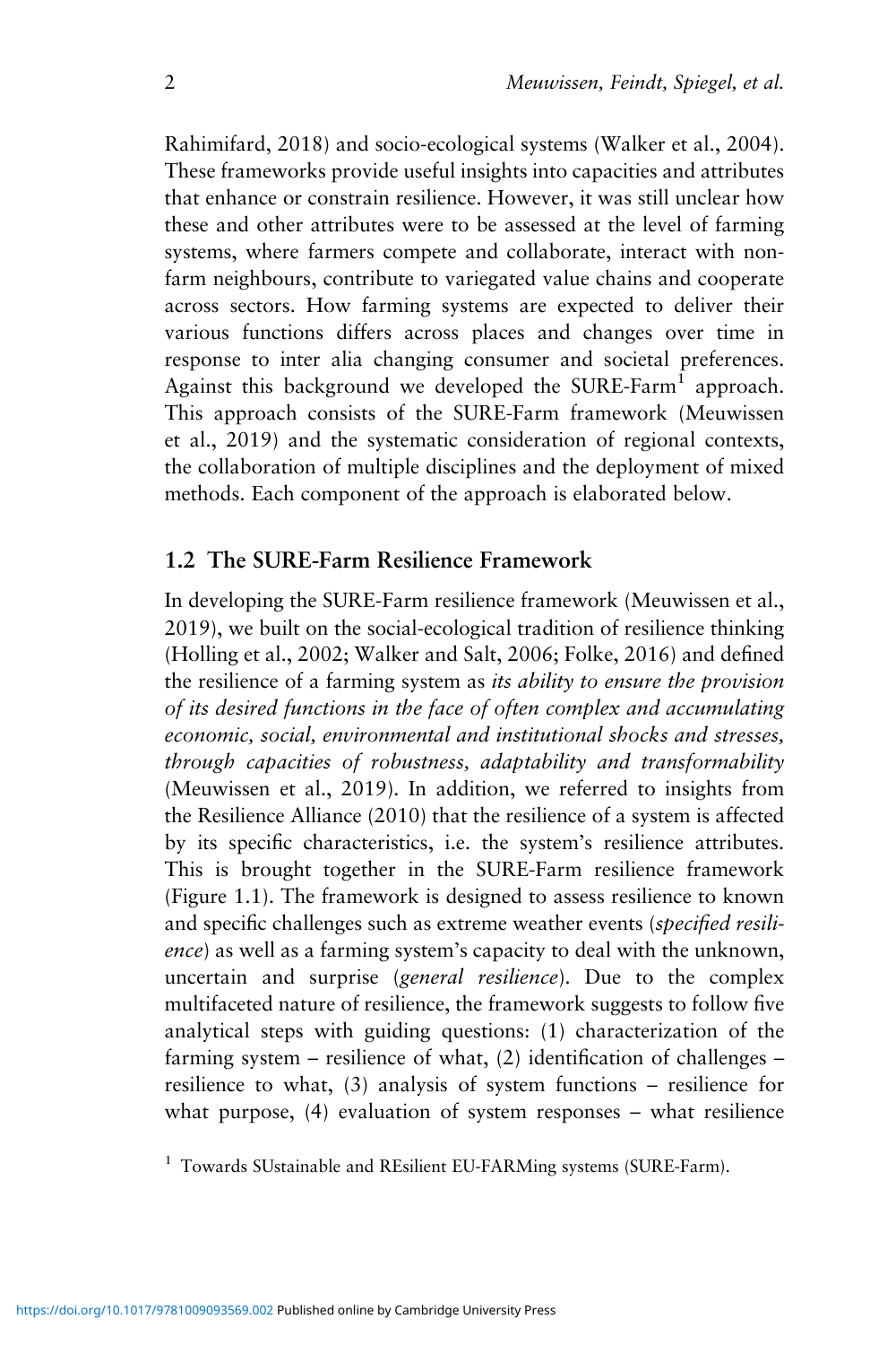Rahimifard, 2018) and socio-ecological systems (Walker et al., 2004). These frameworks provide useful insights into capacities and attributes that enhance or constrain resilience. However, it was still unclear how these and other attributes were to be assessed at the level of farming systems, where farmers compete and collaborate, interact with non-farm neighbours, contribute to variegated value chains and cooperate across sectors. How farming systems are expected to deliver their various functions differs across places and changes over time in response to inter alia changing consumer and societal preferences. Against this background we developed the SURE-Farm[1] approach. This approach consists of the SURE-Farm framework (Meuwissen et al., 2019) and the systematic consideration of regional contexts, the collaboration of multiple disciplines and the deployment of mixed methods. Each component of the approach is elaborated below.

## 1.2 The SURE-Farm Resilience Framework

In developing the SURE-Farm resilience framework (Meuwissen et al., 2019), we built on the social-ecological tradition of resilience thinking (Holling et al., 2002; Walker and Salt, 2006; Folke, 2016) and defined the resilience of a farming system as *its ability to ensure the provision of its desired functions in the face of often complex and accumulating economic, social, environmental and institutional shocks and stresses, through capacities of robustness, adaptability and transformability* (Meuwissen et al., 2019). In addition, we referred to insights from the Resilience Alliance (2010) that the resilience of a system is affected by its specific characteristics, i.e. the system's resilience attributes. This is brought together in the SURE-Farm resilience framework (Figure 1.1). The framework is designed to assess resilience to known and specific challenges such as extreme weather events (*specified resilience*) as well as a farming system's capacity to deal with the unknown, uncertain and surprise (*general resilience*). Due to the complex multifaceted nature of resilience, the framework suggests to follow five analytical steps with guiding questions: (1) characterization of the farming system – resilience of what, (2) identification of challenges – resilience to what, (3) analysis of system functions – resilience for what purpose, (4) evaluation of system responses – what resilience

[1] Towards SUstainable and REsilient EU-FARMing systems (SURE-Farm).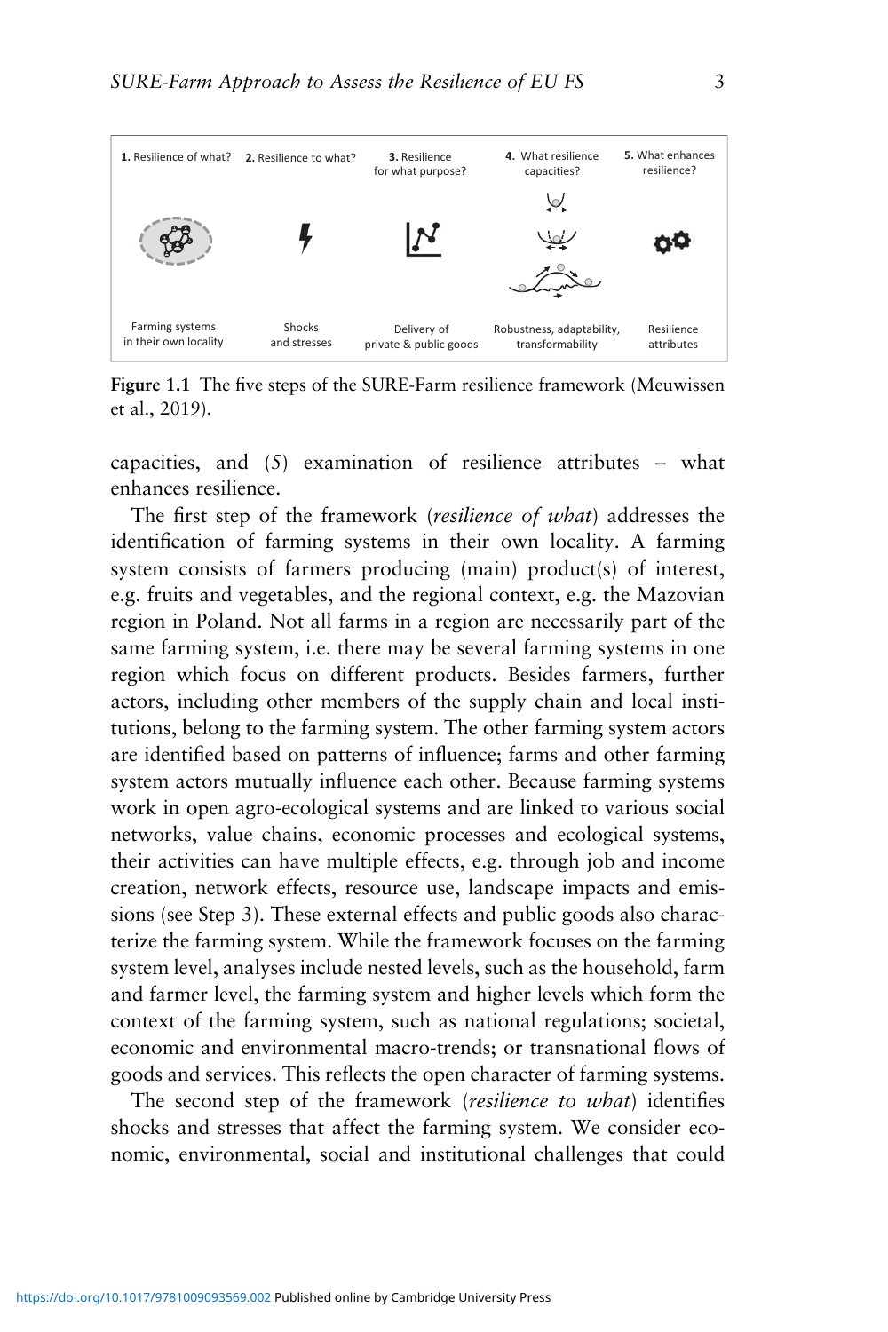| 1. Resilience of what? | 2. Resilience to what? | 3. Resilience for what purpose? | 4. What resilience capacities? | 5. What enhances resilience? |
| --- | --- | --- | --- | --- |
| Farming systems in their own locality | Shocks and stresses | Delivery of private & public goods | Robustness, adaptability, transformability | Resilience attributes |

**Figure 1.1** The five steps of the SURE-Farm resilience framework (Meuwissen et al., 2019).

capacities, and (5) examination of resilience attributes – what enhances resilience.

The first step of the framework (*resilience of what*) addresses the identification of farming systems in their own locality. A farming system consists of farmers producing (main) product(s) of interest, e.g. fruits and vegetables, and the regional context, e.g. the Mazovian region in Poland. Not all farms in a region are necessarily part of the same farming system, i.e. there may be several farming systems in one region which focus on different products. Besides farmers, further actors, including other members of the supply chain and local institutions, belong to the farming system. The other farming system actors are identified based on patterns of influence; farms and other farming system actors mutually influence each other. Because farming systems work in open agro-ecological systems and are linked to various social networks, value chains, economic processes and ecological systems, their activities can have multiple effects, e.g. through job and income creation, network effects, resource use, landscape impacts and emissions (see Step 3). These external effects and public goods also characterize the farming system. While the framework focuses on the farming system level, analyses include nested levels, such as the household, farm and farmer level, the farming system and higher levels which form the context of the farming system, such as national regulations; societal, economic and environmental macro-trends; or transnational flows of goods and services. This reflects the open character of farming systems.

The second step of the framework (*resilience to what*) identifies shocks and stresses that affect the farming system. We consider economic, environmental, social and institutional challenges that could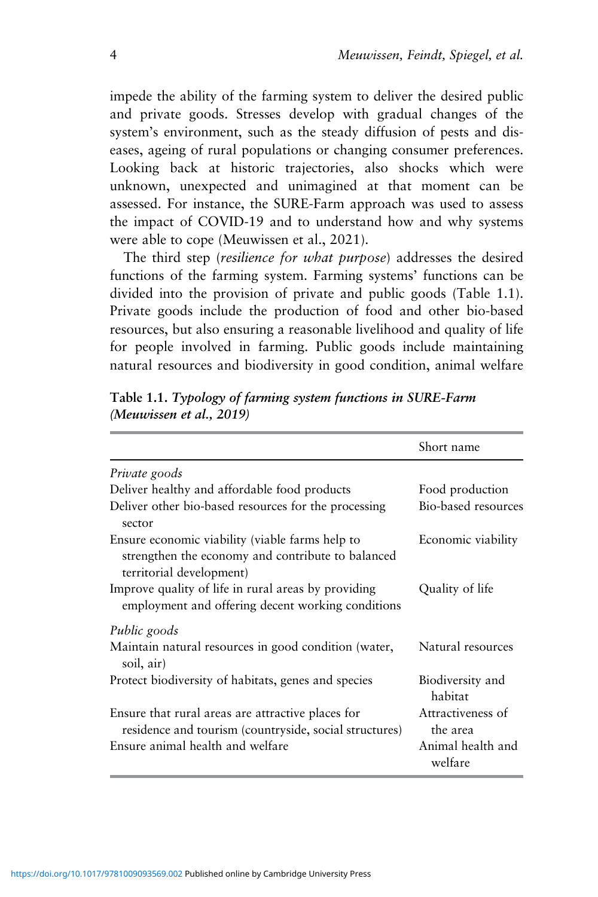impede the ability of the farming system to deliver the desired public and private goods. Stresses develop with gradual changes of the system's environment, such as the steady diffusion of pests and diseases, ageing of rural populations or changing consumer preferences. Looking back at historic trajectories, also shocks which were unknown, unexpected and unimagined at that moment can be assessed. For instance, the SURE-Farm approach was used to assess the impact of COVID-19 and to understand how and why systems were able to cope (Meuwissen et al., 2021).

The third step (*resilience for what purpose*) addresses the desired functions of the farming system. Farming systems' functions can be divided into the provision of private and public goods (Table 1.1). Private goods include the production of food and other bio-based resources, but also ensuring a reasonable livelihood and quality of life for people involved in farming. Public goods include maintaining natural resources and biodiversity in good condition, animal welfare

**Table 1.1.** ***Typology of farming system functions in SURE-Farm (Meuwissen et al., 2019)***

| | Short name |
|---|---|
| *Private goods* | |
| Deliver healthy and affordable food products | Food production |
| Deliver other bio-based resources for the processing sector | Bio-based resources |
| Ensure economic viability (viable farms help to strengthen the economy and contribute to balanced territorial development) | Economic viability |
| Improve quality of life in rural areas by providing employment and offering decent working conditions | Quality of life |
| *Public goods* | |
| Maintain natural resources in good condition (water, soil, air) | Natural resources |
| Protect biodiversity of habitats, genes and species | Biodiversity and habitat |
| Ensure that rural areas are attractive places for residence and tourism (countryside, social structures) | Attractiveness of the area |
| Ensure animal health and welfare | Animal health and welfare |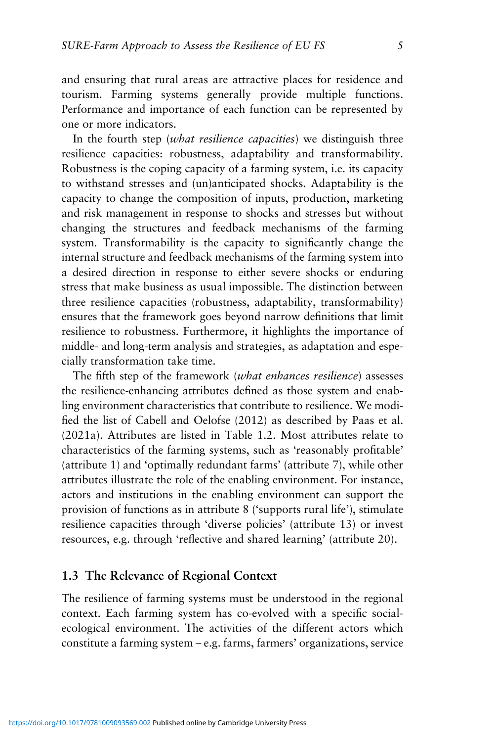and ensuring that rural areas are attractive places for residence and tourism. Farming systems generally provide multiple functions. Performance and importance of each function can be represented by one or more indicators.

In the fourth step (*what resilience capacities*) we distinguish three resilience capacities: robustness, adaptability and transformability. Robustness is the coping capacity of a farming system, i.e. its capacity to withstand stresses and (un)anticipated shocks. Adaptability is the capacity to change the composition of inputs, production, marketing and risk management in response to shocks and stresses but without changing the structures and feedback mechanisms of the farming system. Transformability is the capacity to significantly change the internal structure and feedback mechanisms of the farming system into a desired direction in response to either severe shocks or enduring stress that make business as usual impossible. The distinction between three resilience capacities (robustness, adaptability, transformability) ensures that the framework goes beyond narrow definitions that limit resilience to robustness. Furthermore, it highlights the importance of middle- and long-term analysis and strategies, as adaptation and especially transformation take time.

The fifth step of the framework (*what enhances resilience*) assesses the resilience-enhancing attributes defined as those system and enabling environment characteristics that contribute to resilience. We modified the list of Cabell and Oelofse (2012) as described by Paas et al. (2021a). Attributes are listed in Table 1.2. Most attributes relate to characteristics of the farming systems, such as 'reasonably profitable' (attribute 1) and 'optimally redundant farms' (attribute 7), while other attributes illustrate the role of the enabling environment. For instance, actors and institutions in the enabling environment can support the provision of functions as in attribute 8 ('supports rural life'), stimulate resilience capacities through 'diverse policies' (attribute 13) or invest resources, e.g. through 'reflective and shared learning' (attribute 20).

## 1.3 The Relevance of Regional Context

The resilience of farming systems must be understood in the regional context. Each farming system has co-evolved with a specific social-ecological environment. The activities of the different actors which constitute a farming system – e.g. farms, farmers' organizations, service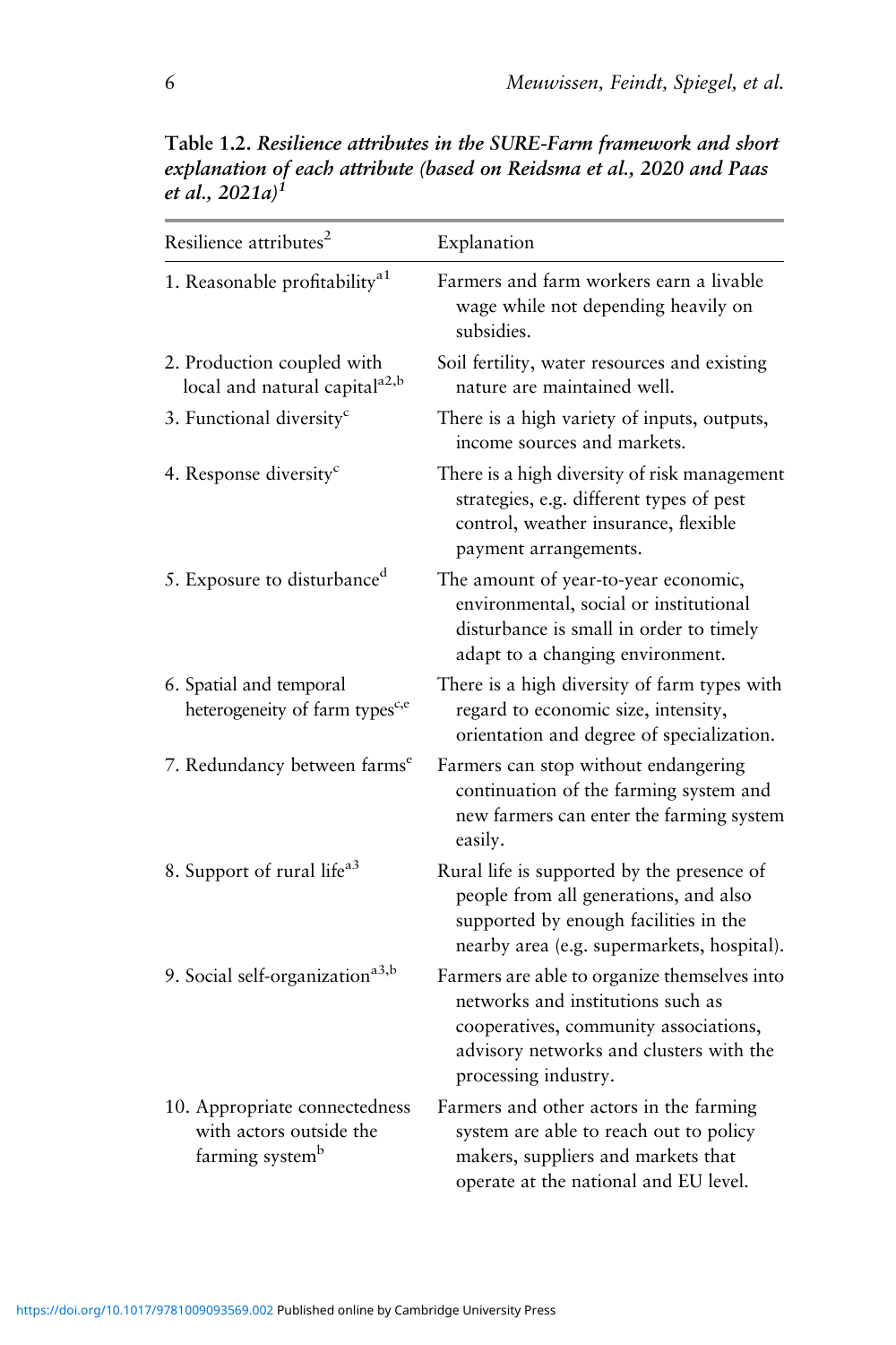**Table 1.2.** ***Resilience attributes in the SURE-Farm framework and short explanation of each attribute (based on Reidsma et al., 2020 and Paas et al., 2021a)[1]***

| Resilience attributes[2] | Explanation |
|---|---|
| 1. Reasonable profitability[a1] | Farmers and farm workers earn a livable wage while not depending heavily on subsidies. |
| 2. Production coupled with local and natural capital[a2,b] | Soil fertility, water resources and existing nature are maintained well. |
| 3. Functional diversity[c] | There is a high variety of inputs, outputs, income sources and markets. |
| 4. Response diversity[c] | There is a high diversity of risk management strategies, e.g. different types of pest control, weather insurance, flexible payment arrangements. |
| 5. Exposure to disturbance[d] | The amount of year-to-year economic, environmental, social or institutional disturbance is small in order to timely adapt to a changing environment. |
| 6. Spatial and temporal heterogeneity of farm types[c,e] | There is a high diversity of farm types with regard to economic size, intensity, orientation and degree of specialization. |
| 7. Redundancy between farms[e] | Farmers can stop without endangering continuation of the farming system and new farmers can enter the farming system easily. |
| 8. Support of rural life[a3] | Rural life is supported by the presence of people from all generations, and also supported by enough facilities in the nearby area (e.g. supermarkets, hospital). |
| 9. Social self-organization[a3,b] | Farmers are able to organize themselves into networks and institutions such as cooperatives, community associations, advisory networks and clusters with the processing industry. |
| 10. Appropriate connectedness with actors outside the farming system[b] | Farmers and other actors in the farming system are able to reach out to policy makers, suppliers and markets that operate at the national and EU level. |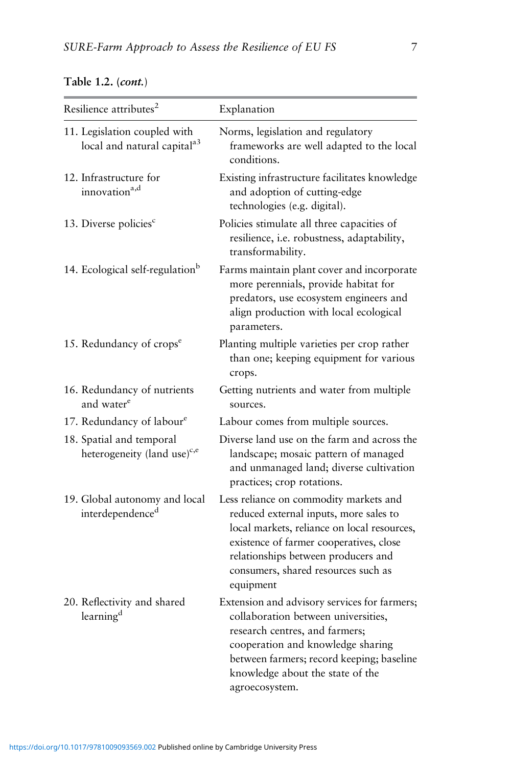**Table 1.2.** (*cont.*)

| Resilience attributes[2] | Explanation |
|---|---|
| 11. Legislation coupled with local and natural capital[a3] | Norms, legislation and regulatory frameworks are well adapted to the local conditions. |
| 12. Infrastructure for innovation[a,d] | Existing infrastructure facilitates knowledge and adoption of cutting-edge technologies (e.g. digital). |
| 13. Diverse policies[c] | Policies stimulate all three capacities of resilience, i.e. robustness, adaptability, transformability. |
| 14. Ecological self-regulation[b] | Farms maintain plant cover and incorporate more perennials, provide habitat for predators, use ecosystem engineers and align production with local ecological parameters. |
| 15. Redundancy of crops[e] | Planting multiple varieties per crop rather than one; keeping equipment for various crops. |
| 16. Redundancy of nutrients and water[e] | Getting nutrients and water from multiple sources. |
| 17. Redundancy of labour[e] | Labour comes from multiple sources. |
| 18. Spatial and temporal heterogeneity (land use)[c,e] | Diverse land use on the farm and across the landscape; mosaic pattern of managed and unmanaged land; diverse cultivation practices; crop rotations. |
| 19. Global autonomy and local interdependence[d] | Less reliance on commodity markets and reduced external inputs, more sales to local markets, reliance on local resources, existence of farmer cooperatives, close relationships between producers and consumers, shared resources such as equipment |
| 20. Reflectivity and shared learning[d] | Extension and advisory services for farmers; collaboration between universities, research centres, and farmers; cooperation and knowledge sharing between farmers; record keeping; baseline knowledge about the state of the agroecosystem. |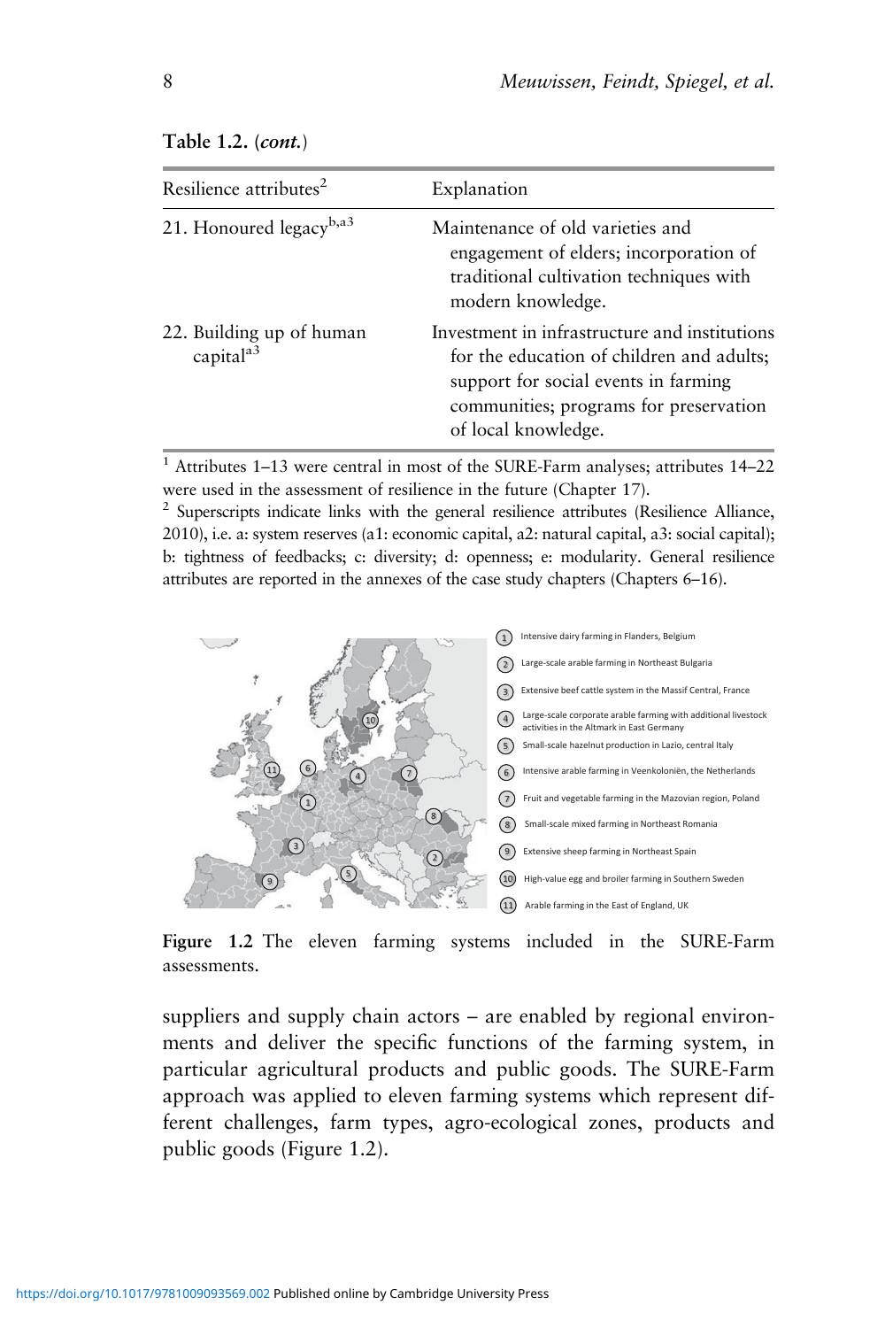Table 1.2. (*cont.*)

| Resilience attributes[2] | Explanation |
| --- | --- |
| 21. Honoured legacy[b,a3] | Maintenance of old varieties and engagement of elders; incorporation of traditional cultivation techniques with modern knowledge. |
| 22. Building up of human capital[a3] | Investment in infrastructure and institutions for the education of children and adults; support for social events in farming communities; programs for preservation of local knowledge. |

[1] Attributes 1–13 were central in most of the SURE-Farm analyses; attributes 14–22 were used in the assessment of resilience in the future (Chapter 17).
[2] Superscripts indicate links with the general resilience attributes (Resilience Alliance, 2010), i.e. a: system reserves (a1: economic capital, a2: natural capital, a3: social capital); b: tightness of feedbacks; c: diversity; d: openness; e: modularity. General resilience attributes are reported in the annexes of the case study chapters (Chapters 6–16).

1. Intensive dairy farming in Flanders, Belgium
2. Large-scale arable farming in Northeast Bulgaria
3. Extensive beef cattle system in the Massif Central, France
4. Large-scale corporate arable farming with additional livestock activities in the Altmark in East Germany
5. Small-scale hazelnut production in Lazio, central Italy
6. Intensive arable farming in Veenkoloniën, the Netherlands
7. Fruit and vegetable farming in the Mazovian region, Poland
8. Small-scale mixed farming in Northeast Romania
9. Extensive sheep farming in Northeast Spain
10. High-value egg and broiler farming in Southern Sweden
11. Arable farming in the East of England, UK

**Figure 1.2** The eleven farming systems included in the SURE-Farm assessments.

suppliers and supply chain actors – are enabled by regional environments and deliver the specific functions of the farming system, in particular agricultural products and public goods. The SURE-Farm approach was applied to eleven farming systems which represent different challenges, farm types, agro-ecological zones, products and public goods (Figure 1.2).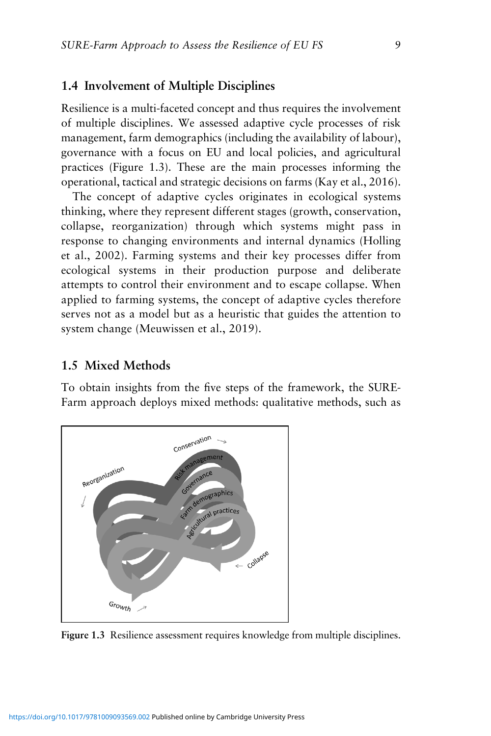## 1.4 Involvement of Multiple Disciplines

Resilience is a multi-faceted concept and thus requires the involvement of multiple disciplines. We assessed adaptive cycle processes of risk management, farm demographics (including the availability of labour), governance with a focus on EU and local policies, and agricultural practices (Figure 1.3). These are the main processes informing the operational, tactical and strategic decisions on farms (Kay et al., 2016).

The concept of adaptive cycles originates in ecological systems thinking, where they represent different stages (growth, conservation, collapse, reorganization) through which systems might pass in response to changing environments and internal dynamics (Holling et al., 2002). Farming systems and their key processes differ from ecological systems in their production purpose and deliberate attempts to control their environment and to escape collapse. When applied to farming systems, the concept of adaptive cycles therefore serves not as a model but as a heuristic that guides the attention to system change (Meuwissen et al., 2019).

## 1.5 Mixed Methods

To obtain insights from the five steps of the framework, the SURE-Farm approach deploys mixed methods: qualitative methods, such as

**Figure 1.3** Resilience assessment requires knowledge from multiple disciplines.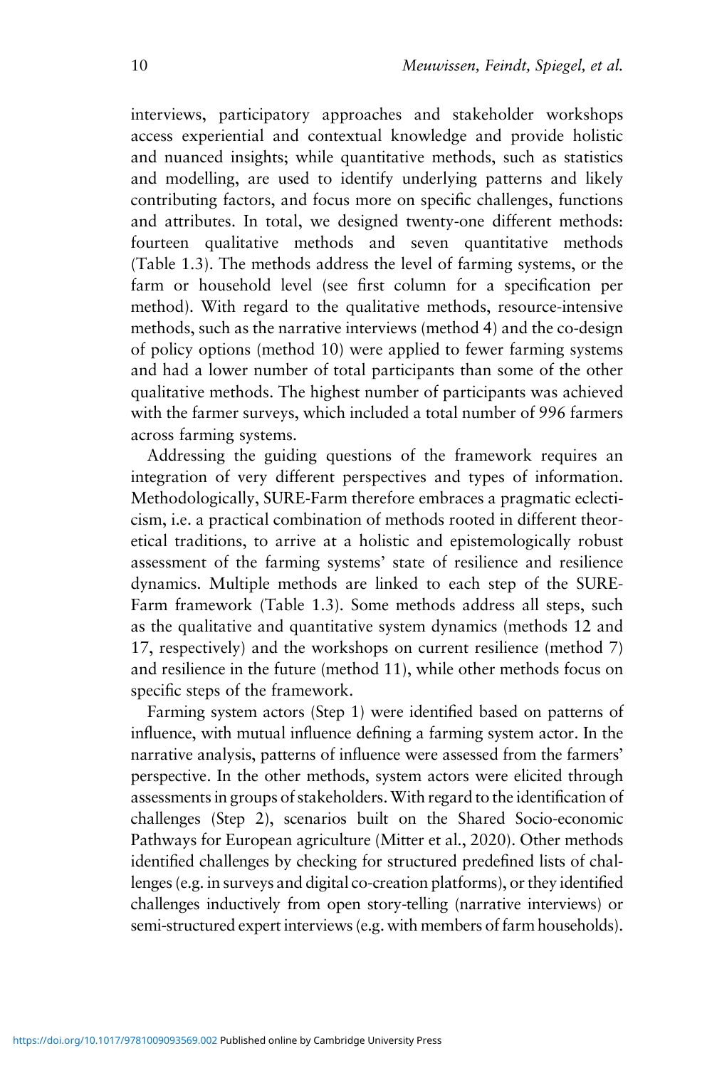interviews, participatory approaches and stakeholder workshops access experiential and contextual knowledge and provide holistic and nuanced insights; while quantitative methods, such as statistics and modelling, are used to identify underlying patterns and likely contributing factors, and focus more on specific challenges, functions and attributes. In total, we designed twenty-one different methods: fourteen qualitative methods and seven quantitative methods (Table 1.3). The methods address the level of farming systems, or the farm or household level (see first column for a specification per method). With regard to the qualitative methods, resource-intensive methods, such as the narrative interviews (method 4) and the co-design of policy options (method 10) were applied to fewer farming systems and had a lower number of total participants than some of the other qualitative methods. The highest number of participants was achieved with the farmer surveys, which included a total number of 996 farmers across farming systems.

Addressing the guiding questions of the framework requires an integration of very different perspectives and types of information. Methodologically, SURE-Farm therefore embraces a pragmatic eclecticism, i.e. a practical combination of methods rooted in different theoretical traditions, to arrive at a holistic and epistemologically robust assessment of the farming systems' state of resilience and resilience dynamics. Multiple methods are linked to each step of the SURE-Farm framework (Table 1.3). Some methods address all steps, such as the qualitative and quantitative system dynamics (methods 12 and 17, respectively) and the workshops on current resilience (method 7) and resilience in the future (method 11), while other methods focus on specific steps of the framework.

Farming system actors (Step 1) were identified based on patterns of influence, with mutual influence defining a farming system actor. In the narrative analysis, patterns of influence were assessed from the farmers' perspective. In the other methods, system actors were elicited through assessments in groups of stakeholders. With regard to the identification of challenges (Step 2), scenarios built on the Shared Socio-economic Pathways for European agriculture (Mitter et al., 2020). Other methods identified challenges by checking for structured predefined lists of challenges (e.g. in surveys and digital co-creation platforms), or they identified challenges inductively from open story-telling (narrative interviews) or semi-structured expert interviews (e.g. with members of farm households).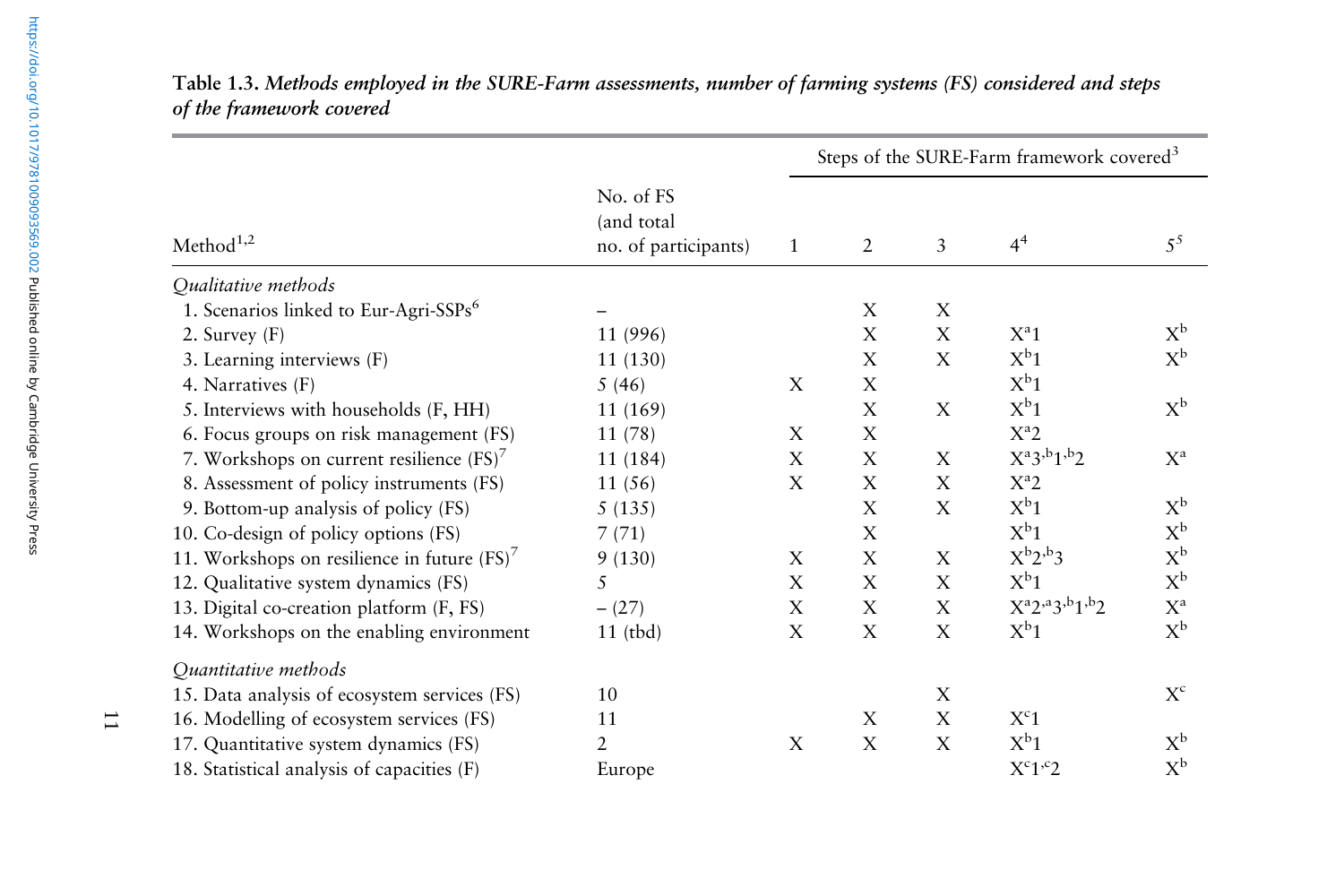**Table 1.3.** *Methods employed in the SURE-Farm assessments, number of farming systems (FS) considered and steps of the framework covered*

| Method[1,2] | No. of FS (and total no. of participants) | Steps of the SURE-Farm framework covered[3] | | | | |
|---|---|---|---|---|---|---|
| | | 1 | 2 | 3 | 4[4] | 5[5] |
| *Qualitative methods* | | | | | | |
| 1. Scenarios linked to Eur-Agri-SSPs[6] | – | | X | X | | |
| 2. Survey (F) | 11 (996) | | X | X | X[a]1 | X[b] |
| 3. Learning interviews (F) | 11 (130) | | X | X | X[b]1 | X[b] |
| 4. Narratives (F) | 5 (46) | X | X | | X[b]1 | |
| 5. Interviews with households (F, HH) | 11 (169) | | X | X | X[b]1 | X[b] |
| 6. Focus groups on risk management (FS) | 11 (78) | X | X | | X[a]2 | |
| 7. Workshops on current resilience (FS)[7] | 11 (184) | X | X | X | X[a]3,[b]1,[b]2 | X[a] |
| 8. Assessment of policy instruments (FS) | 11 (56) | X | X | X | X[a]2 | |
| 9. Bottom-up analysis of policy (FS) | 5 (135) | | X | X | X[b]1 | X[b] |
| 10. Co-design of policy options (FS) | 7 (71) | | X | | X[b]1 | X[b] |
| 11. Workshops on resilience in future (FS)[7] | 9 (130) | X | X | X | X[b]2,[b]3 | X[b] |
| 12. Qualitative system dynamics (FS) | 5 | X | X | X | X[b]1 | X[b] |
| 13. Digital co-creation platform (F, FS) | – (27) | X | X | X | X[a]2,[a]3,[b]1,[b]2 | X[a] |
| 14. Workshops on the enabling environment | 11 (tbd) | X | X | X | X[b]1 | X[b] |
| *Quantitative methods* | | | | | | |
| 15. Data analysis of ecosystem services (FS) | 10 | | | X | | X[c] |
| 16. Modelling of ecosystem services (FS) | 11 | | X | X | X[c]1 | |
| 17. Quantitative system dynamics (FS) | 2 | X | X | X | X[b]1 | X[b] |
| 18. Statistical analysis of capacities (F) | Europe | | | | X[c]1,[c]2 | X[b] |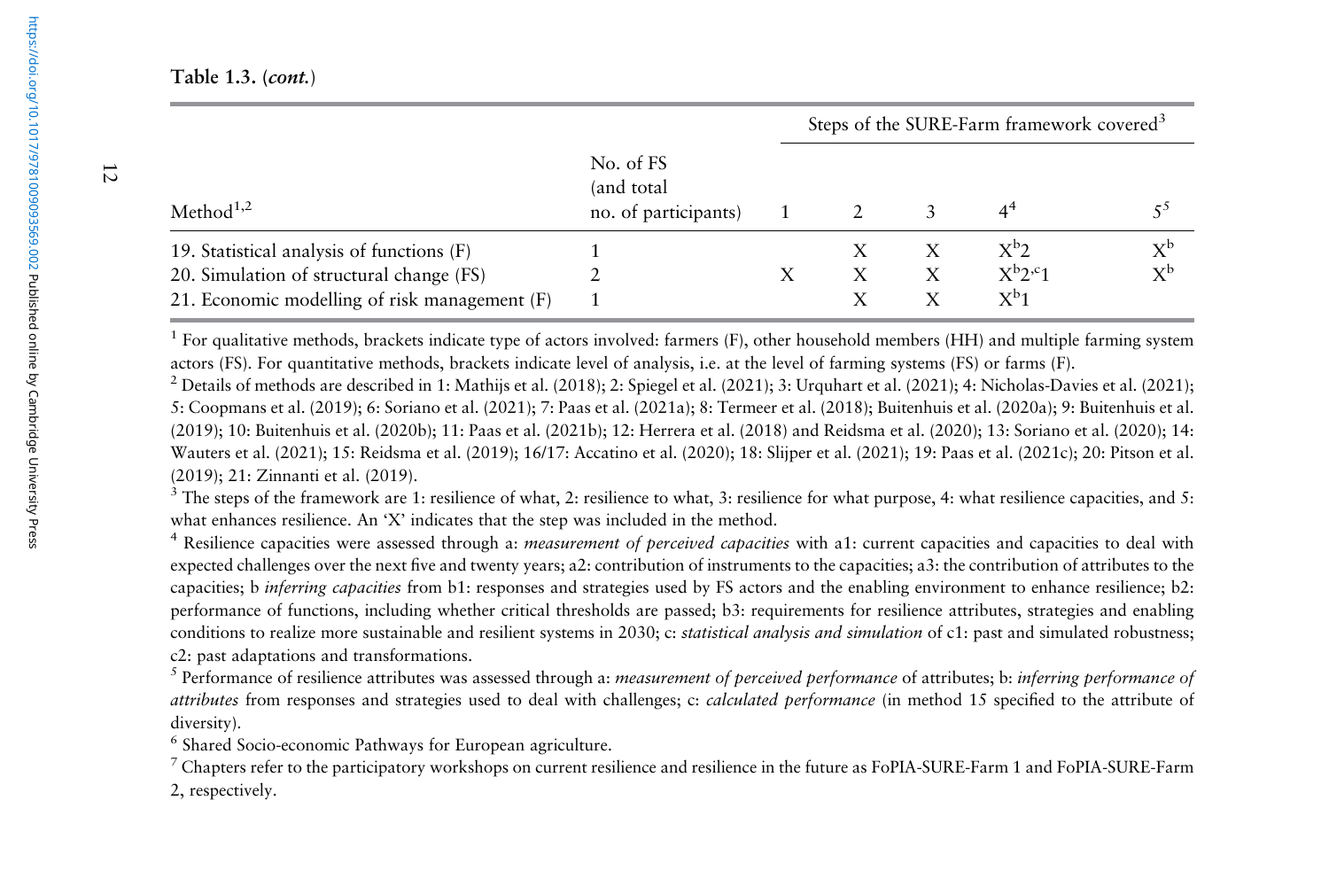Table 1.3. (*cont.*)

| Method[1,2] | No. of FS (and total no. of participants) | Steps of the SURE-Farm framework covered[3] | | | | |
|---|---|---|---|---|---|---|
| | | 1 | 2 | 3 | 4[4] | 5[5] |
| 19. Statistical analysis of functions (F) | 1 | | X | X | X[b]2 | X[b] |
| 20. Simulation of structural change (FS) | 2 | X | X | X | X[b]2,[c]1 | X[b] |
| 21. Economic modelling of risk management (F) | 1 | | X | X | X[b]1 | |

[1] For qualitative methods, brackets indicate type of actors involved: farmers (F), other household members (HH) and multiple farming system actors (FS). For quantitative methods, brackets indicate level of analysis, i.e. at the level of farming systems (FS) or farms (F).

[2] Details of methods are described in 1: Mathijs et al. (2018); 2: Spiegel et al. (2021); 3: Urquhart et al. (2021); 4: Nicholas-Davies et al. (2021); 5: Coopmans et al. (2019); 6: Soriano et al. (2021); 7: Paas et al. (2021a); 8: Termeer et al. (2018); Buitenhuis et al. (2020a); 9: Buitenhuis et al. (2019); 10: Buitenhuis et al. (2020b); 11: Paas et al. (2021b); 12: Herrera et al. (2018) and Reidsma et al. (2020); 13: Soriano et al. (2020); 14: Wauters et al. (2021); 15: Reidsma et al. (2019); 16/17: Accatino et al. (2020); 18: Slijper et al. (2021); 19: Paas et al. (2021c); 20: Pitson et al. (2019); 21: Zinnanti et al. (2019).

[3] The steps of the framework are 1: resilience of what, 2: resilience to what, 3: resilience for what purpose, 4: what resilience capacities, and 5: what enhances resilience. An 'X' indicates that the step was included in the method.

[4] Resilience capacities were assessed through a: *measurement of perceived capacities* with a1: current capacities and capacities to deal with expected challenges over the next five and twenty years; a2: contribution of instruments to the capacities; a3: the contribution of attributes to the capacities; b *inferring capacities* from b1: responses and strategies used by FS actors and the enabling environment to enhance resilience; b2: performance of functions, including whether critical thresholds are passed; b3: requirements for resilience attributes, strategies and enabling conditions to realize more sustainable and resilient systems in 2030; c: *statistical analysis and simulation* of c1: past and simulated robustness; c2: past adaptations and transformations.

[5] Performance of resilience attributes was assessed through a: *measurement of perceived performance* of attributes; b: *inferring performance of attributes* from responses and strategies used to deal with challenges; c: *calculated performance* (in method 15 specified to the attribute of diversity).

[6] Shared Socio-economic Pathways for European agriculture.

[7] Chapters refer to the participatory workshops on current resilience and resilience in the future as FoPIA-SURE-Farm 1 and FoPIA-SURE-Farm 2, respectively.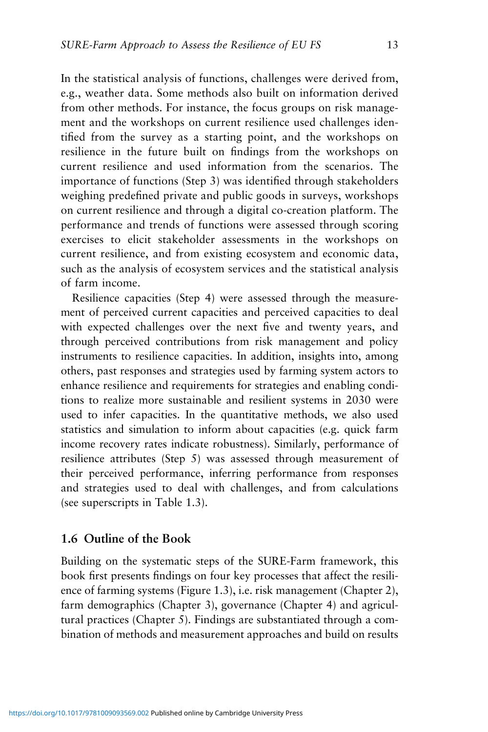In the statistical analysis of functions, challenges were derived from, e.g., weather data. Some methods also built on information derived from other methods. For instance, the focus groups on risk management and the workshops on current resilience used challenges identified from the survey as a starting point, and the workshops on resilience in the future built on findings from the workshops on current resilience and used information from the scenarios. The importance of functions (Step 3) was identified through stakeholders weighing predefined private and public goods in surveys, workshops on current resilience and through a digital co-creation platform. The performance and trends of functions were assessed through scoring exercises to elicit stakeholder assessments in the workshops on current resilience, and from existing ecosystem and economic data, such as the analysis of ecosystem services and the statistical analysis of farm income.

Resilience capacities (Step 4) were assessed through the measurement of perceived current capacities and perceived capacities to deal with expected challenges over the next five and twenty years, and through perceived contributions from risk management and policy instruments to resilience capacities. In addition, insights into, among others, past responses and strategies used by farming system actors to enhance resilience and requirements for strategies and enabling conditions to realize more sustainable and resilient systems in 2030 were used to infer capacities. In the quantitative methods, we also used statistics and simulation to inform about capacities (e.g. quick farm income recovery rates indicate robustness). Similarly, performance of resilience attributes (Step 5) was assessed through measurement of their perceived performance, inferring performance from responses and strategies used to deal with challenges, and from calculations (see superscripts in Table 1.3).

## 1.6 Outline of the Book

Building on the systematic steps of the SURE-Farm framework, this book first presents findings on four key processes that affect the resilience of farming systems (Figure 1.3), i.e. risk management (Chapter 2), farm demographics (Chapter 3), governance (Chapter 4) and agricultural practices (Chapter 5). Findings are substantiated through a combination of methods and measurement approaches and build on results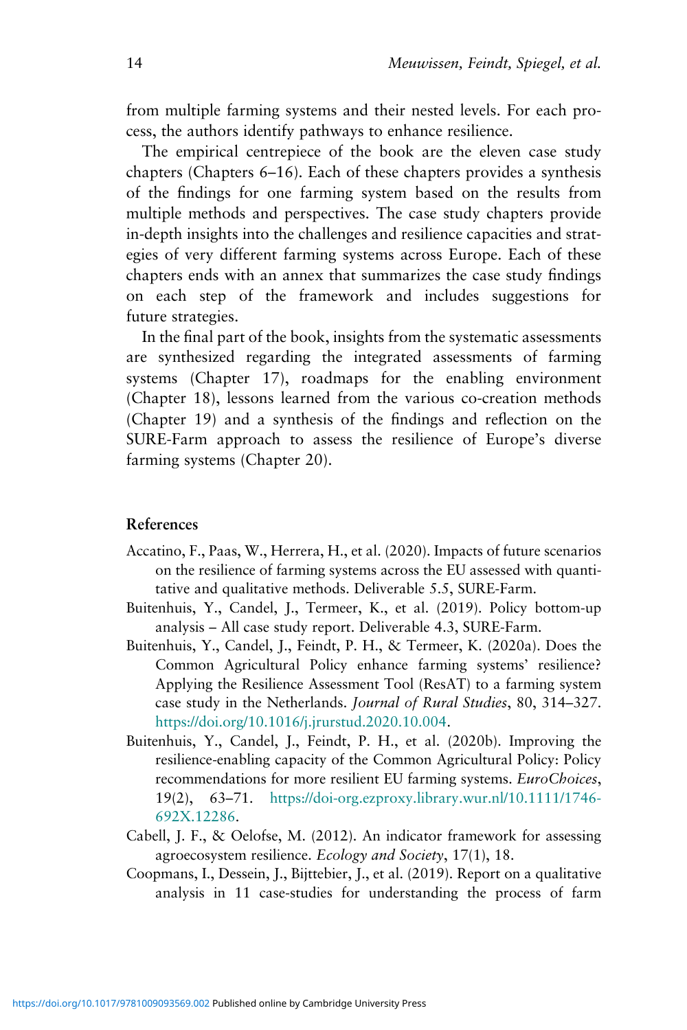from multiple farming systems and their nested levels. For each process, the authors identify pathways to enhance resilience.

The empirical centrepiece of the book are the eleven case study chapters (Chapters 6–16). Each of these chapters provides a synthesis of the findings for one farming system based on the results from multiple methods and perspectives. The case study chapters provide in-depth insights into the challenges and resilience capacities and strategies of very different farming systems across Europe. Each of these chapters ends with an annex that summarizes the case study findings on each step of the framework and includes suggestions for future strategies.

In the final part of the book, insights from the systematic assessments are synthesized regarding the integrated assessments of farming systems (Chapter 17), roadmaps for the enabling environment (Chapter 18), lessons learned from the various co-creation methods (Chapter 19) and a synthesis of the findings and reflection on the SURE-Farm approach to assess the resilience of Europe's diverse farming systems (Chapter 20).

## References

Accatino, F., Paas, W., Herrera, H., et al. (2020). Impacts of future scenarios on the resilience of farming systems across the EU assessed with quantitative and qualitative methods. Deliverable 5.5, SURE-Farm.

Buitenhuis, Y., Candel, J., Termeer, K., et al. (2019). Policy bottom-up analysis – All case study report. Deliverable 4.3, SURE-Farm.

Buitenhuis, Y., Candel, J., Feindt, P. H., & Termeer, K. (2020a). Does the Common Agricultural Policy enhance farming systems' resilience? Applying the Resilience Assessment Tool (ResAT) to a farming system case study in the Netherlands. *Journal of Rural Studies*, 80, 314–327. https://doi.org/10.1016/j.jrurstud.2020.10.004.

Buitenhuis, Y., Candel, J., Feindt, P. H., et al. (2020b). Improving the resilience-enabling capacity of the Common Agricultural Policy: Policy recommendations for more resilient EU farming systems. *EuroChoices*, 19(2), 63–71. https://doi-org.ezproxy.library.wur.nl/10.1111/1746-692X.12286.

Cabell, J. F., & Oelofse, M. (2012). An indicator framework for assessing agroecosystem resilience. *Ecology and Society*, 17(1), 18.

Coopmans, I., Dessein, J., Bijttebier, J., et al. (2019). Report on a qualitative analysis in 11 case-studies for understanding the process of farm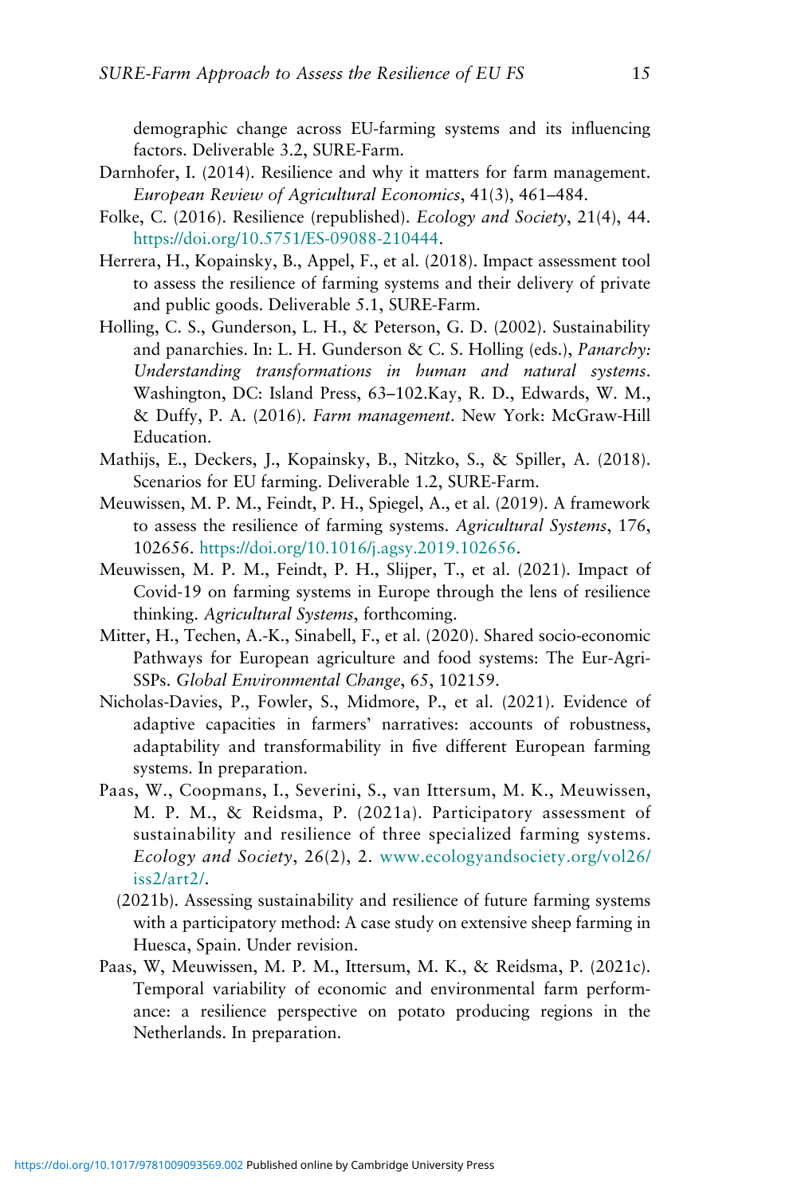demographic change across EU-farming systems and its influencing factors. Deliverable 3.2, SURE-Farm.

Darnhofer, I. (2014). Resilience and why it matters for farm management. *European Review of Agricultural Economics*, 41(3), 461–484.

Folke, C. (2016). Resilience (republished). *Ecology and Society*, 21(4), 44. https://doi.org/10.5751/ES-09088-210444.

Herrera, H., Kopainsky, B., Appel, F., et al. (2018). Impact assessment tool to assess the resilience of farming systems and their delivery of private and public goods. Deliverable 5.1, SURE-Farm.

Holling, C. S., Gunderson, L. H., & Peterson, G. D. (2002). Sustainability and panarchies. In: L. H. Gunderson & C. S. Holling (eds.), *Panarchy: Understanding transformations in human and natural systems*. Washington, DC: Island Press, 63–102.Kay, R. D., Edwards, W. M., & Duffy, P. A. (2016). *Farm management*. New York: McGraw-Hill Education.

Mathijs, E., Deckers, J., Kopainsky, B., Nitzko, S., & Spiller, A. (2018). Scenarios for EU farming. Deliverable 1.2, SURE-Farm.

Meuwissen, M. P. M., Feindt, P. H., Spiegel, A., et al. (2019). A framework to assess the resilience of farming systems. *Agricultural Systems*, 176, 102656. https://doi.org/10.1016/j.agsy.2019.102656.

Meuwissen, M. P. M., Feindt, P. H., Slijper, T., et al. (2021). Impact of Covid-19 on farming systems in Europe through the lens of resilience thinking. *Agricultural Systems*, forthcoming.

Mitter, H., Techen, A.-K., Sinabell, F., et al. (2020). Shared socio-economic Pathways for European agriculture and food systems: The Eur-Agri-SSPs. *Global Environmental Change*, 65, 102159.

Nicholas-Davies, P., Fowler, S., Midmore, P., et al. (2021). Evidence of adaptive capacities in farmers' narratives: accounts of robustness, adaptability and transformability in five different European farming systems. In preparation.

Paas, W., Coopmans, I., Severini, S., van Ittersum, M. K., Meuwissen, M. P. M., & Reidsma, P. (2021a). Participatory assessment of sustainability and resilience of three specialized farming systems. *Ecology and Society*, 26(2), 2. www.ecologyandsociety.org/vol26/iss2/art2/.

(2021b). Assessing sustainability and resilience of future farming systems with a participatory method: A case study on extensive sheep farming in Huesca, Spain. Under revision.

Paas, W, Meuwissen, M. P. M., Ittersum, M. K., & Reidsma, P. (2021c). Temporal variability of economic and environmental farm performance: a resilience perspective on potato producing regions in the Netherlands. In preparation.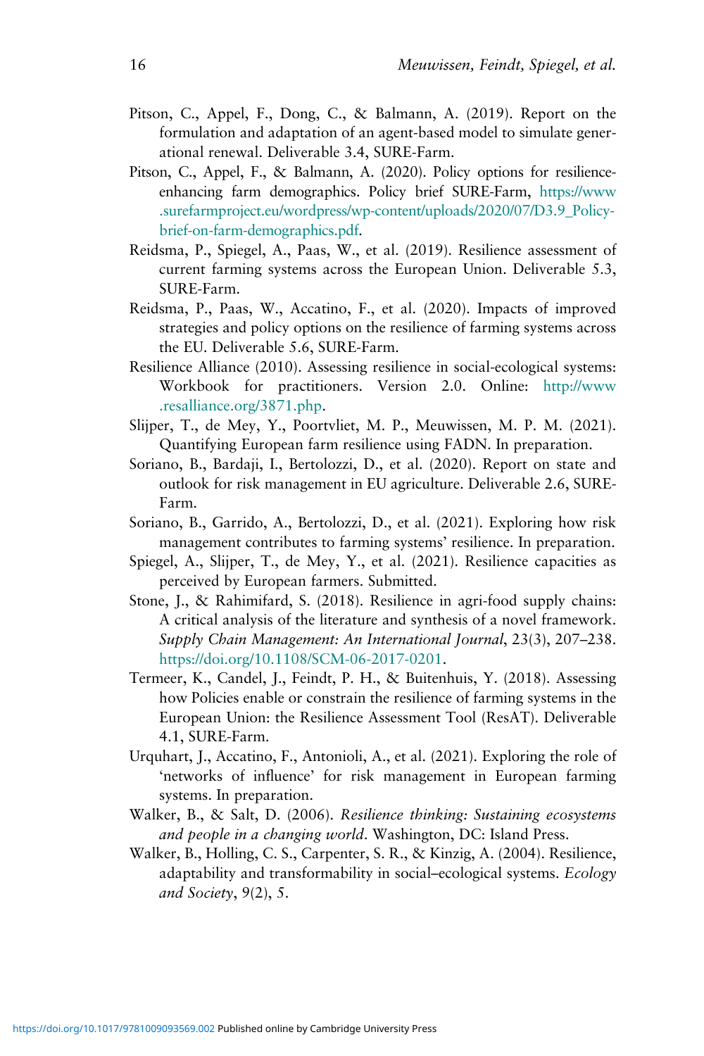Pitson, C., Appel, F., Dong, C., & Balmann, A. (2019). Report on the formulation and adaptation of an agent-based model to simulate generational renewal. Deliverable 3.4, SURE-Farm.

Pitson, C., Appel, F., & Balmann, A. (2020). Policy options for resilience-enhancing farm demographics. Policy brief SURE-Farm, https://www.surefarmproject.eu/wordpress/wp-content/uploads/2020/07/D3.9_Policy-brief-on-farm-demographics.pdf.

Reidsma, P., Spiegel, A., Paas, W., et al. (2019). Resilience assessment of current farming systems across the European Union. Deliverable 5.3, SURE-Farm.

Reidsma, P., Paas, W., Accatino, F., et al. (2020). Impacts of improved strategies and policy options on the resilience of farming systems across the EU. Deliverable 5.6, SURE-Farm.

Resilience Alliance (2010). Assessing resilience in social-ecological systems: Workbook for practitioners. Version 2.0. Online: http://www.resalliance.org/3871.php.

Slijper, T., de Mey, Y., Poortvliet, M. P., Meuwissen, M. P. M. (2021). Quantifying European farm resilience using FADN. In preparation.

Soriano, B., Bardaji, I., Bertolozzi, D., et al. (2020). Report on state and outlook for risk management in EU agriculture. Deliverable 2.6, SURE-Farm.

Soriano, B., Garrido, A., Bertolozzi, D., et al. (2021). Exploring how risk management contributes to farming systems' resilience. In preparation.

Spiegel, A., Slijper, T., de Mey, Y., et al. (2021). Resilience capacities as perceived by European farmers. Submitted.

Stone, J., & Rahimifard, S. (2018). Resilience in agri-food supply chains: A critical analysis of the literature and synthesis of a novel framework. *Supply Chain Management: An International Journal*, 23(3), 207–238. https://doi.org/10.1108/SCM-06-2017-0201.

Termeer, K., Candel, J., Feindt, P. H., & Buitenhuis, Y. (2018). Assessing how Policies enable or constrain the resilience of farming systems in the European Union: the Resilience Assessment Tool (ResAT). Deliverable 4.1, SURE-Farm.

Urquhart, J., Accatino, F., Antonioli, A., et al. (2021). Exploring the role of 'networks of influence' for risk management in European farming systems. In preparation.

Walker, B., & Salt, D. (2006). *Resilience thinking: Sustaining ecosystems and people in a changing world*. Washington, DC: Island Press.

Walker, B., Holling, C. S., Carpenter, S. R., & Kinzig, A. (2004). Resilience, adaptability and transformability in social–ecological systems. *Ecology and Society*, 9(2), 5.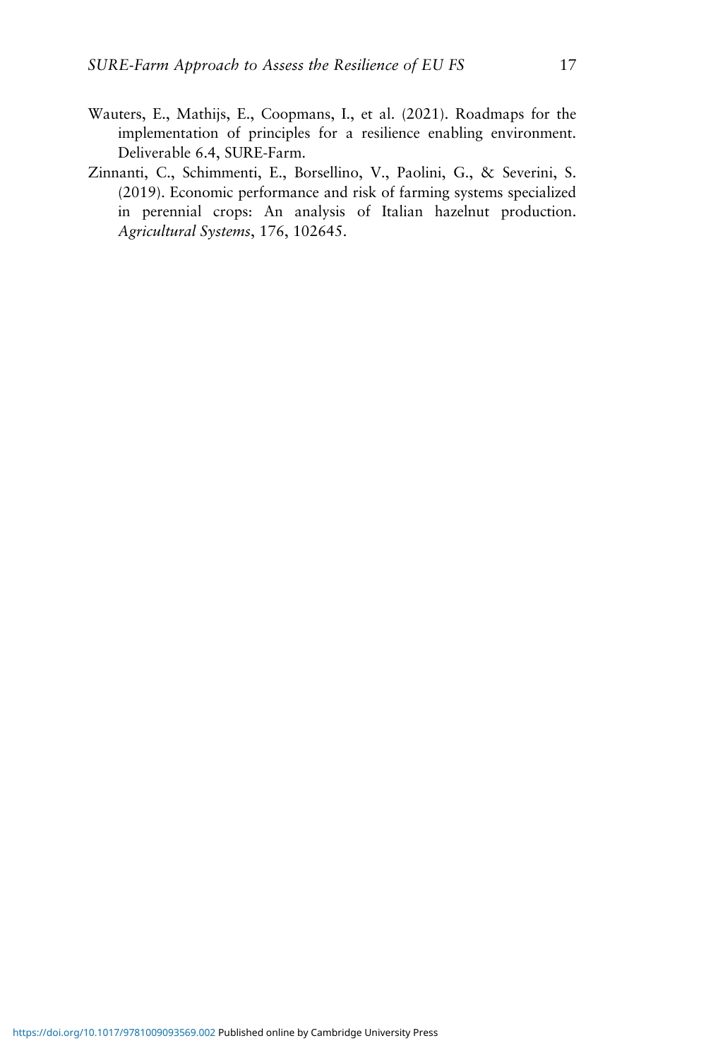Wauters, E., Mathijs, E., Coopmans, I., et al. (2021). Roadmaps for the implementation of principles for a resilience enabling environment. Deliverable 6.4, SURE-Farm.

Zinnanti, C., Schimmenti, E., Borsellino, V., Paolini, G., & Severini, S. (2019). Economic performance and risk of farming systems specialized in perennial crops: An analysis of Italian hazelnut production. *Agricultural Systems*, 176, 102645.